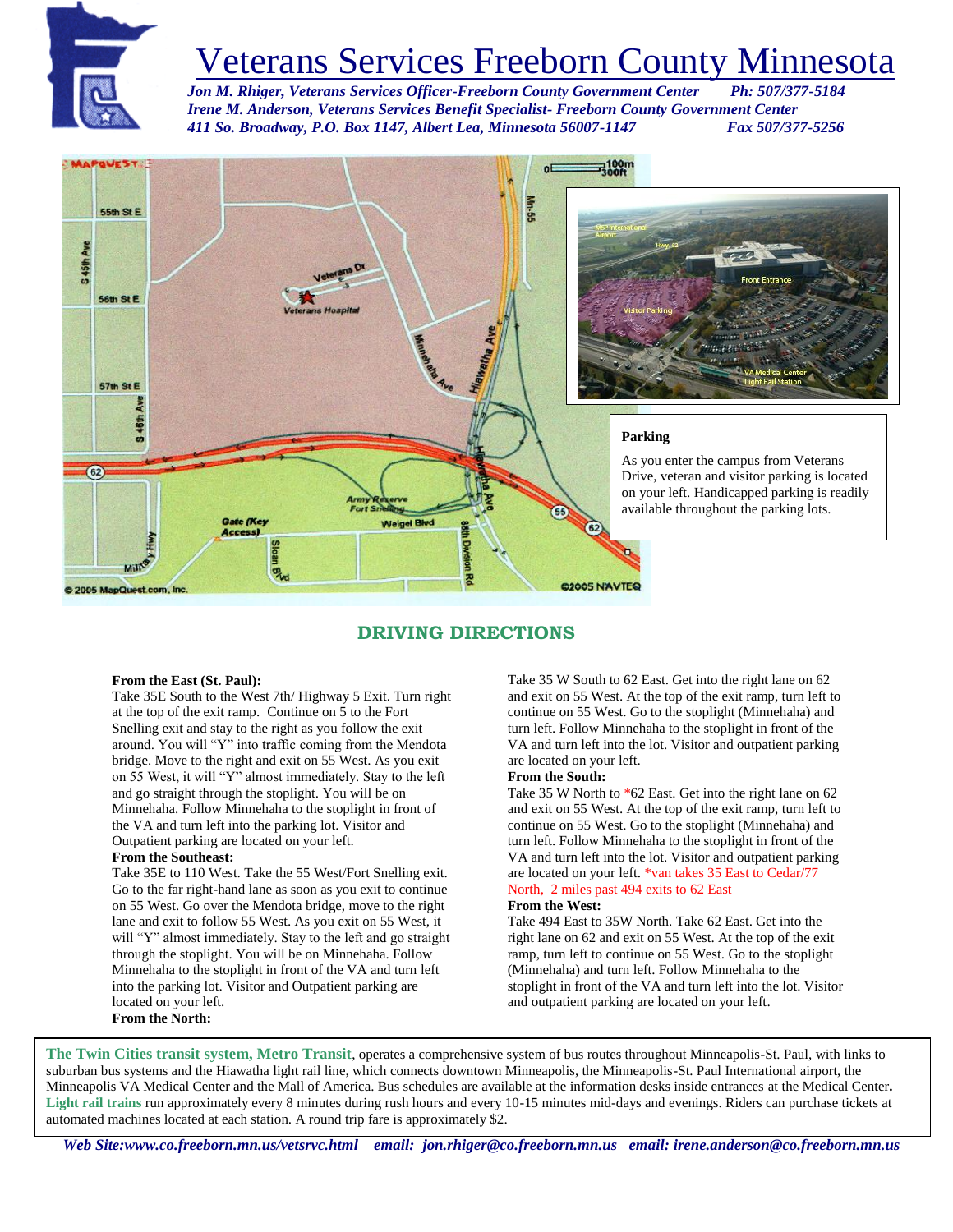# Veterans Services Freeborn County Minnesota

*Jon M. Rhiger, Veterans Services Officer-Freeborn County Government Center Ph: 507/377-5184*
*Irene M. Anderson, Veterans Services Benefit Specialist- Freeborn County Government Center*
*411 So. Broadway, P.O. Box 1147, Albert Lea, Minnesota 56007-1147 Fax 507/377-5256*

### Parking

As you enter the campus from Veterans Drive, veteran and visitor parking is located on your left. Handicapped parking is readily available throughout the parking lots.

## DRIVING DIRECTIONS

**From the East (St. Paul):**
Take 35E South to the West 7th/ Highway 5 Exit. Turn right at the top of the exit ramp. Continue on 5 to the Fort Snelling exit and stay to the right as you follow the exit around. You will "Y" into traffic coming from the Mendota bridge. Move to the right and exit on 55 West. As you exit on 55 West, it will "Y" almost immediately. Stay to the left and go straight through the stoplight. You will be on Minnehaha. Follow Minnehaha to the stoplight in front of the VA and turn left into the parking lot. Visitor and Outpatient parking are located on your left.

**From the Southeast:**
Take 35E to 110 West. Take the 55 West/Fort Snelling exit. Go to the far right-hand lane as soon as you exit to continue on 55 West. Go over the Mendota bridge, move to the right lane and exit to follow 55 West. As you exit on 55 West, it will "Y" almost immediately. Stay to the left and go straight through the stoplight. You will be on Minnehaha. Follow Minnehaha to the stoplight in front of the VA and turn left into the parking lot. Visitor and Outpatient parking are located on your left.

**From the North:**
Take 35 W South to 62 East. Get into the right lane on 62 and exit on 55 West. At the top of the exit ramp, turn left to continue on 55 West. Go to the stoplight (Minnehaha) and turn left. Follow Minnehaha to the stoplight in front of the VA and turn left into the lot. Visitor and outpatient parking are located on your left.

**From the South:**
Take 35 W North to *62 East. Get into the right lane on 62 and exit on 55 West. At the top of the exit ramp, turn left to continue on 55 West. Go to the stoplight (Minnehaha) and turn left. Follow Minnehaha to the stoplight in front of the VA and turn left into the lot. Visitor and outpatient parking are located on your left. *van takes 35 East to Cedar/77 North, 2 miles past 494 exits to 62 East

**From the West:**
Take 494 East to 35W North. Take 62 East. Get into the right lane on 62 and exit on 55 West. At the top of the exit ramp, turn left to continue on 55 West. Go to the stoplight (Minnehaha) and turn left. Follow Minnehaha to the stoplight in front of the VA and turn left into the lot. Visitor and outpatient parking are located on your left.

**The Twin Cities transit system, Metro Transit**, operates a comprehensive system of bus routes throughout Minneapolis-St. Paul, with links to suburban bus systems and the Hiawatha light rail line, which connects downtown Minneapolis, the Minneapolis-St. Paul International airport, the Minneapolis VA Medical Center and the Mall of America. Bus schedules are available at the information desks inside entrances at the Medical Center. **Light rail trains** run approximately every 8 minutes during rush hours and every 10-15 minutes mid-days and evenings. Riders can purchase tickets at automated machines located at each station. A round trip fare is approximately $2.

*Web Site:www.co.freeborn.mn.us/vetsrvc.html email: jon.rhiger@co.freeborn.mn.us email: irene.anderson@co.freeborn.mn.us*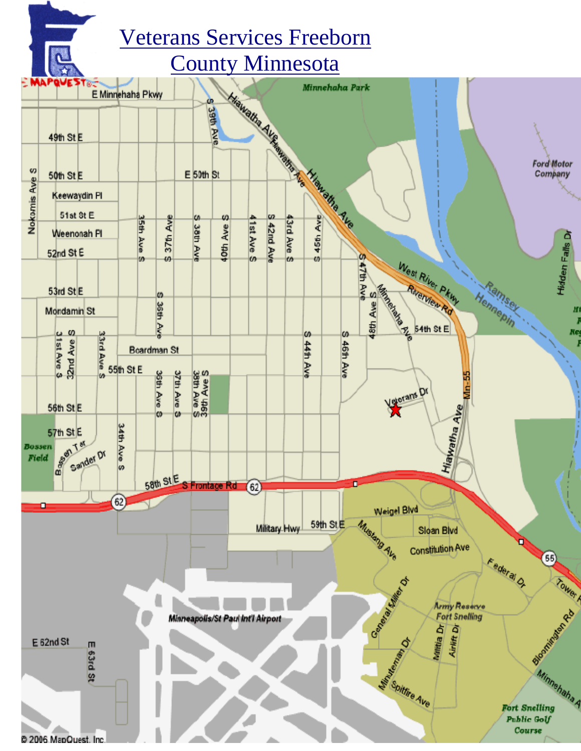# [Veterans Services Freeborn County Minnesota]

E Minnehaha Pkwy
Minnehaha Park
Hiawatha Ave
S 39th Ave
49th St E
50th St E
E 50th St
Ford Motor Company
Nokomis Ave S
Keewaydin Pl
51st St E
Weenonah Pl
52nd St E
35th Ave S
S 37th Ave
S 38th Ave
40th Ave S
41st Ave S
S 42nd Ave
43rd Ave S
S 45th Ave
S 47th Ave
West River Pkwy
Riverview Rd
Ramsey
Hennepin
Hidden Falls Dr
53rd St E
Mondamin St
S 36th Ave
S 48th Ave
Minnehaha Ave
54th St E
31st Ave S
S 32nd Ave
33rd Ave S
Boardman St
S 44th Ave
S 46th Ave
55th St E
Mn-55
35th Ave S
37th Ave S
38th Ave S
S 39th Ave
Veterans Dr
56th St E
57th St E
Bossen Field
Bossen Ter
Sander Dr
34th Ave S
Hiawatha Ave
58th St E
S Frontage Rd
62
Weigel Blvd
Military Hwy
59th St E
Mustang Ave
Sloan Blvd
Constitution Ave
55
Federal Dr
Tower
General Miller Dr
Army Reserve Fort Snelling
Minneapolis/St Paul Int'l Airport
Minuteman Dr
Militia Dr
Airlift Dr
Bloomington Rd
E 62nd St
E 63rd St
Spitfire Ave
Minnehaha A
Fort Snelling Public Golf Course
© 2006 MapQuest, Inc.